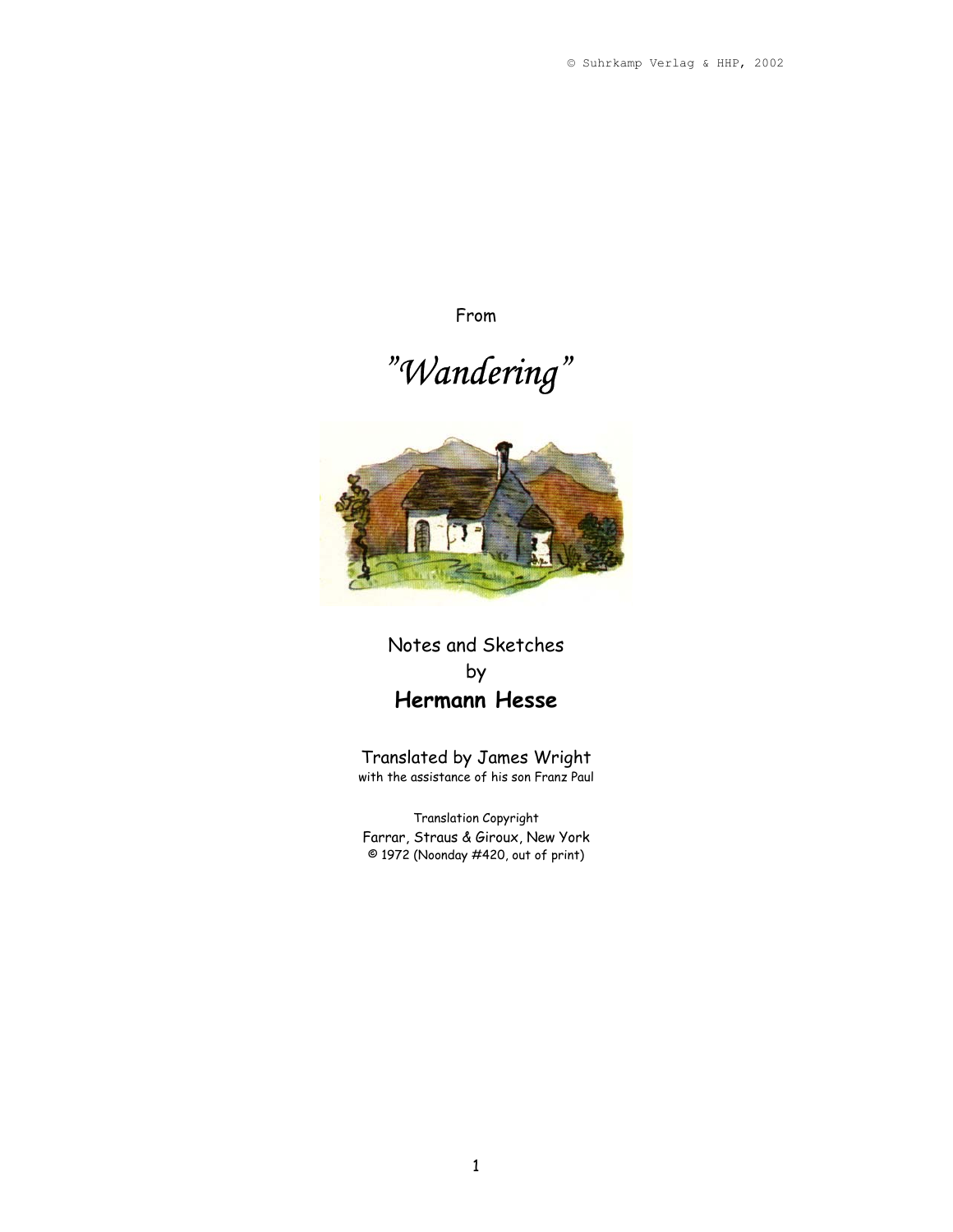© Suhrkamp Verlag & HHP, 2002

From

# *"Wandering"*

Notes and Sketches
by
**Hermann Hesse**

Translated by James Wright
with the assistance of his son Franz Paul

Translation Copyright
Farrar, Straus & Giroux, New York
© 1972 (Noonday #420, out of print)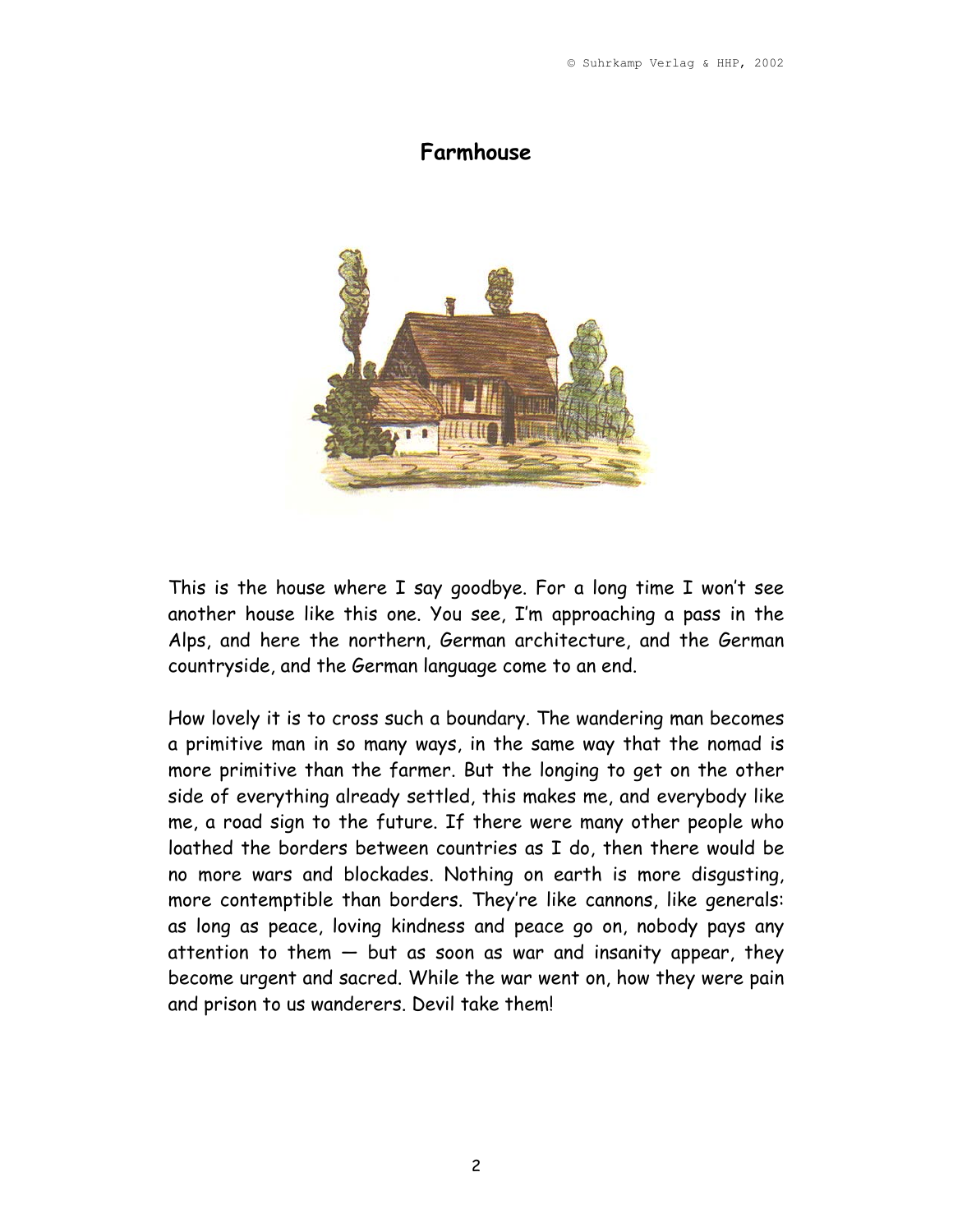# Farmhouse

This is the house where I say goodbye. For a long time I won't see another house like this one. You see, I'm approaching a pass in the Alps, and here the northern, German architecture, and the German countryside, and the German language come to an end.

How lovely it is to cross such a boundary. The wandering man becomes a primitive man in so many ways, in the same way that the nomad is more primitive than the farmer. But the longing to get on the other side of everything already settled, this makes me, and everybody like me, a road sign to the future. If there were many other people who loathed the borders between countries as I do, then there would be no more wars and blockades. Nothing on earth is more disgusting, more contemptible than borders. They're like cannons, like generals: as long as peace, loving kindness and peace go on, nobody pays any attention to them — but as soon as war and insanity appear, they become urgent and sacred. While the war went on, how they were pain and prison to us wanderers. Devil take them!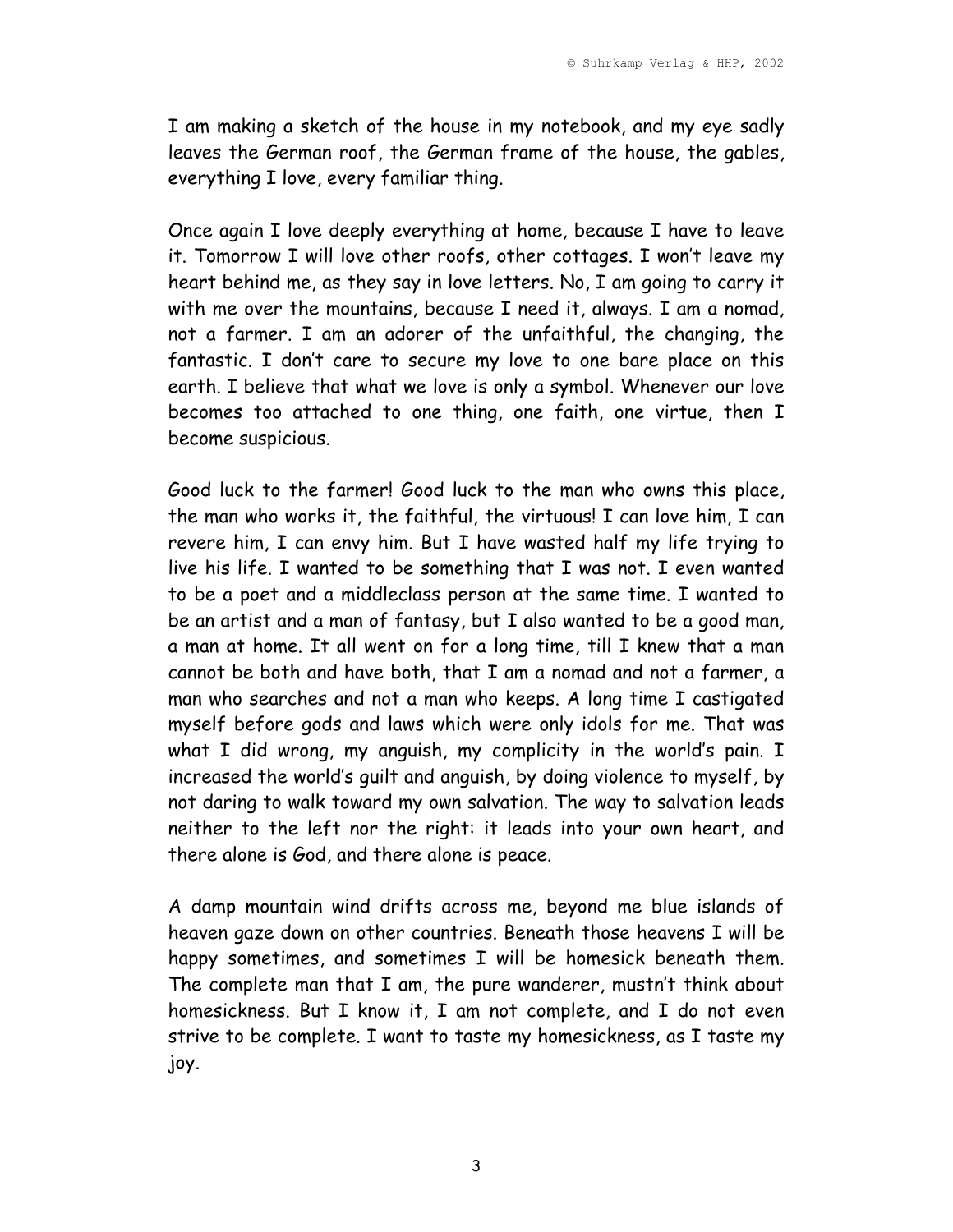I am making a sketch of the house in my notebook, and my eye sadly leaves the German roof, the German frame of the house, the gables, everything I love, every familiar thing.

Once again I love deeply everything at home, because I have to leave it. Tomorrow I will love other roofs, other cottages. I won't leave my heart behind me, as they say in love letters. No, I am going to carry it with me over the mountains, because I need it, always. I am a nomad, not a farmer. I am an adorer of the unfaithful, the changing, the fantastic. I don't care to secure my love to one bare place on this earth. I believe that what we love is only a symbol. Whenever our love becomes too attached to one thing, one faith, one virtue, then I become suspicious.

Good luck to the farmer! Good luck to the man who owns this place, the man who works it, the faithful, the virtuous! I can love him, I can revere him, I can envy him. But I have wasted half my life trying to live his life. I wanted to be something that I was not. I even wanted to be a poet and a middleclass person at the same time. I wanted to be an artist and a man of fantasy, but I also wanted to be a good man, a man at home. It all went on for a long time, till I knew that a man cannot be both and have both, that I am a nomad and not a farmer, a man who searches and not a man who keeps. A long time I castigated myself before gods and laws which were only idols for me. That was what I did wrong, my anguish, my complicity in the world's pain. I increased the world's guilt and anguish, by doing violence to myself, by not daring to walk toward my own salvation. The way to salvation leads neither to the left nor the right: it leads into your own heart, and there alone is God, and there alone is peace.

A damp mountain wind drifts across me, beyond me blue islands of heaven gaze down on other countries. Beneath those heavens I will be happy sometimes, and sometimes I will be homesick beneath them. The complete man that I am, the pure wanderer, mustn't think about homesickness. But I know it, I am not complete, and I do not even strive to be complete. I want to taste my homesickness, as I taste my joy.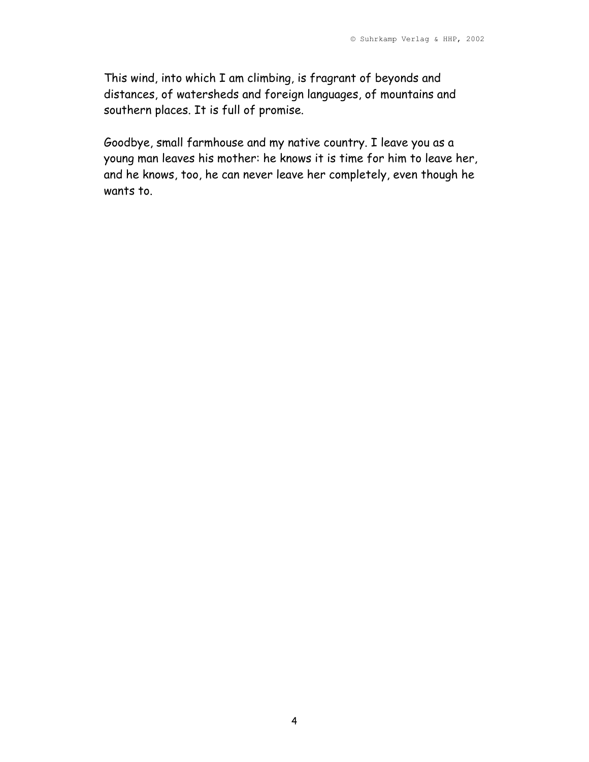This wind, into which I am climbing, is fragrant of beyonds and distances, of watersheds and foreign languages, of mountains and southern places. It is full of promise.

Goodbye, small farmhouse and my native country. I leave you as a young man leaves his mother: he knows it is time for him to leave her, and he knows, too, he can never leave her completely, even though he wants to.